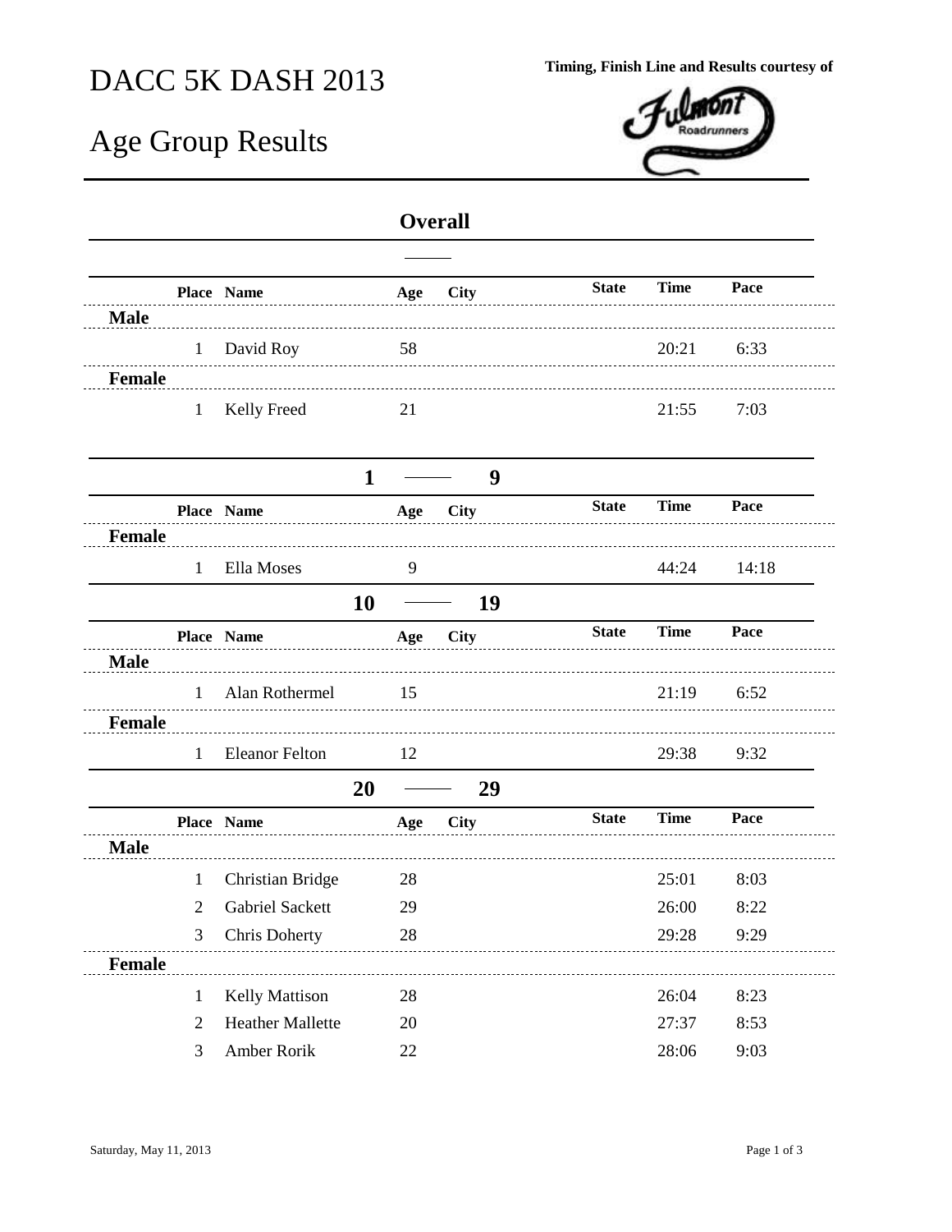# DACC 5K DASH 2013

## Age Group Results

Timing, Finish Line and Results courtesy of Fulmont Roadrunners

### Overall

| Place | Name | Age | City | State | Time | Pace |
|---|---|---|---|---|---|---|
| **Male** | | | | | | |
| 1 | David Roy | 58 | | | 20:21 | 6:33 |
| **Female** | | | | | | |
| 1 | Kelly Freed | 21 | | | 21:55 | 7:03 |

### 1 — 9

| Place | Name | Age | City | State | Time | Pace |
|---|---|---|---|---|---|---|
| **Female** | | | | | | |
| 1 | Ella Moses | 9 | | | 44:24 | 14:18 |

### 10 — 19

| Place | Name | Age | City | State | Time | Pace |
|---|---|---|---|---|---|---|
| **Male** | | | | | | |
| 1 | Alan Rothermel | 15 | | | 21:19 | 6:52 |
| **Female** | | | | | | |
| 1 | Eleanor Felton | 12 | | | 29:38 | 9:32 |

### 20 — 29

| Place | Name | Age | City | State | Time | Pace |
|---|---|---|---|---|---|---|
| **Male** | | | | | | |
| 1 | Christian Bridge | 28 | | | 25:01 | 8:03 |
| 2 | Gabriel Sackett | 29 | | | 26:00 | 8:22 |
| 3 | Chris Doherty | 28 | | | 29:28 | 9:29 |
| **Female** | | | | | | |
| 1 | Kelly Mattison | 28 | | | 26:04 | 8:23 |
| 2 | Heather Mallette | 20 | | | 27:37 | 8:53 |
| 3 | Amber Rorik | 22 | | | 28:06 | 9:03 |

Saturday, May 11, 2013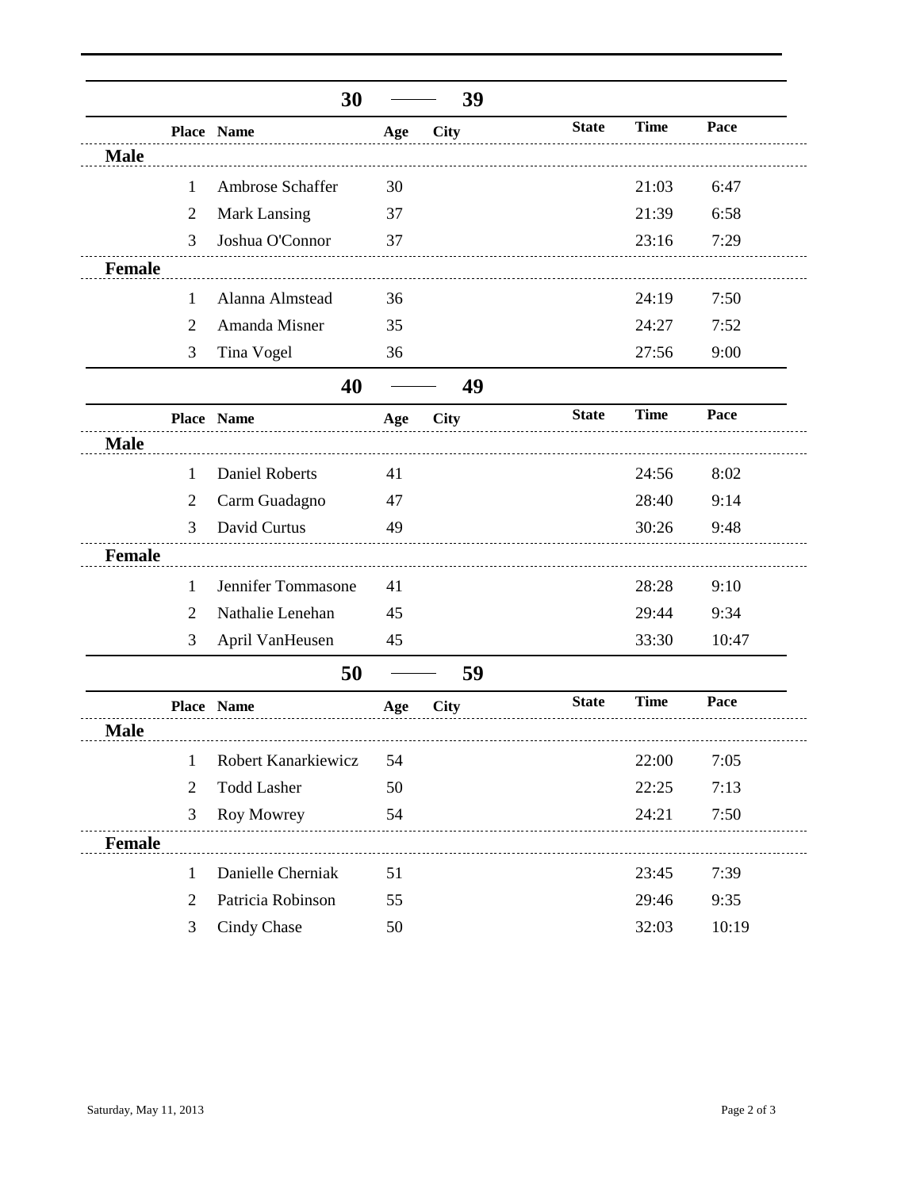## 30 — 39

| | Place | Name | Age | City | State | Time | Pace |
|---|---|---|---|---|---|---|---|
| **Male** | | | | | | | |
| | 1 | Ambrose Schaffer | 30 | | | 21:03 | 6:47 |
| | 2 | Mark Lansing | 37 | | | 21:39 | 6:58 |
| | 3 | Joshua O'Connor | 37 | | | 23:16 | 7:29 |
| **Female** | | | | | | | |
| | 1 | Alanna Almstead | 36 | | | 24:19 | 7:50 |
| | 2 | Amanda Misner | 35 | | | 24:27 | 7:52 |
| | 3 | Tina Vogel | 36 | | | 27:56 | 9:00 |

## 40 — 49

| | Place | Name | Age | City | State | Time | Pace |
|---|---|---|---|---|---|---|---|
| **Male** | | | | | | | |
| | 1 | Daniel Roberts | 41 | | | 24:56 | 8:02 |
| | 2 | Carm Guadagno | 47 | | | 28:40 | 9:14 |
| | 3 | David Curtus | 49 | | | 30:26 | 9:48 |
| **Female** | | | | | | | |
| | 1 | Jennifer Tommasone | 41 | | | 28:28 | 9:10 |
| | 2 | Nathalie Lenehan | 45 | | | 29:44 | 9:34 |
| | 3 | April VanHeusen | 45 | | | 33:30 | 10:47 |

## 50 — 59

| | Place | Name | Age | City | State | Time | Pace |
|---|---|---|---|---|---|---|---|
| **Male** | | | | | | | |
| | 1 | Robert Kanarkiewicz | 54 | | | 22:00 | 7:05 |
| | 2 | Todd Lasher | 50 | | | 22:25 | 7:13 |
| | 3 | Roy Mowrey | 54 | | | 24:21 | 7:50 |
| **Female** | | | | | | | |
| | 1 | Danielle Cherniak | 51 | | | 23:45 | 7:39 |
| | 2 | Patricia Robinson | 55 | | | 29:46 | 9:35 |
| | 3 | Cindy Chase | 50 | | | 32:03 | 10:19 |

Saturday, May 11, 2013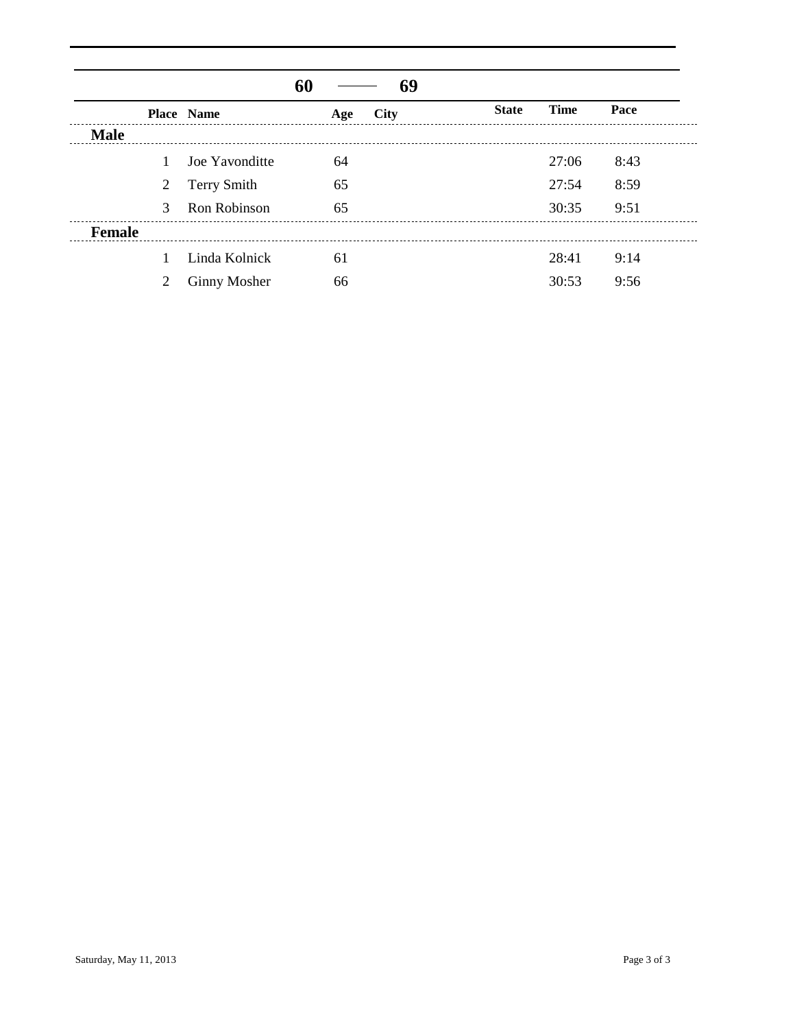## 60 — 69

| | Place | Name | Age | City | State | Time | Pace |
|---|---|---|---|---|---|---|---|
| **Male** | | | | | | | |
| | 1 | Joe Yavonditte | 64 | | | 27:06 | 8:43 |
| | 2 | Terry Smith | 65 | | | 27:54 | 8:59 |
| | 3 | Ron Robinson | 65 | | | 30:35 | 9:51 |
| **Female** | | | | | | | |
| | 1 | Linda Kolnick | 61 | | | 28:41 | 9:14 |
| | 2 | Ginny Mosher | 66 | | | 30:53 | 9:56 |

Saturday, May 11, 2013